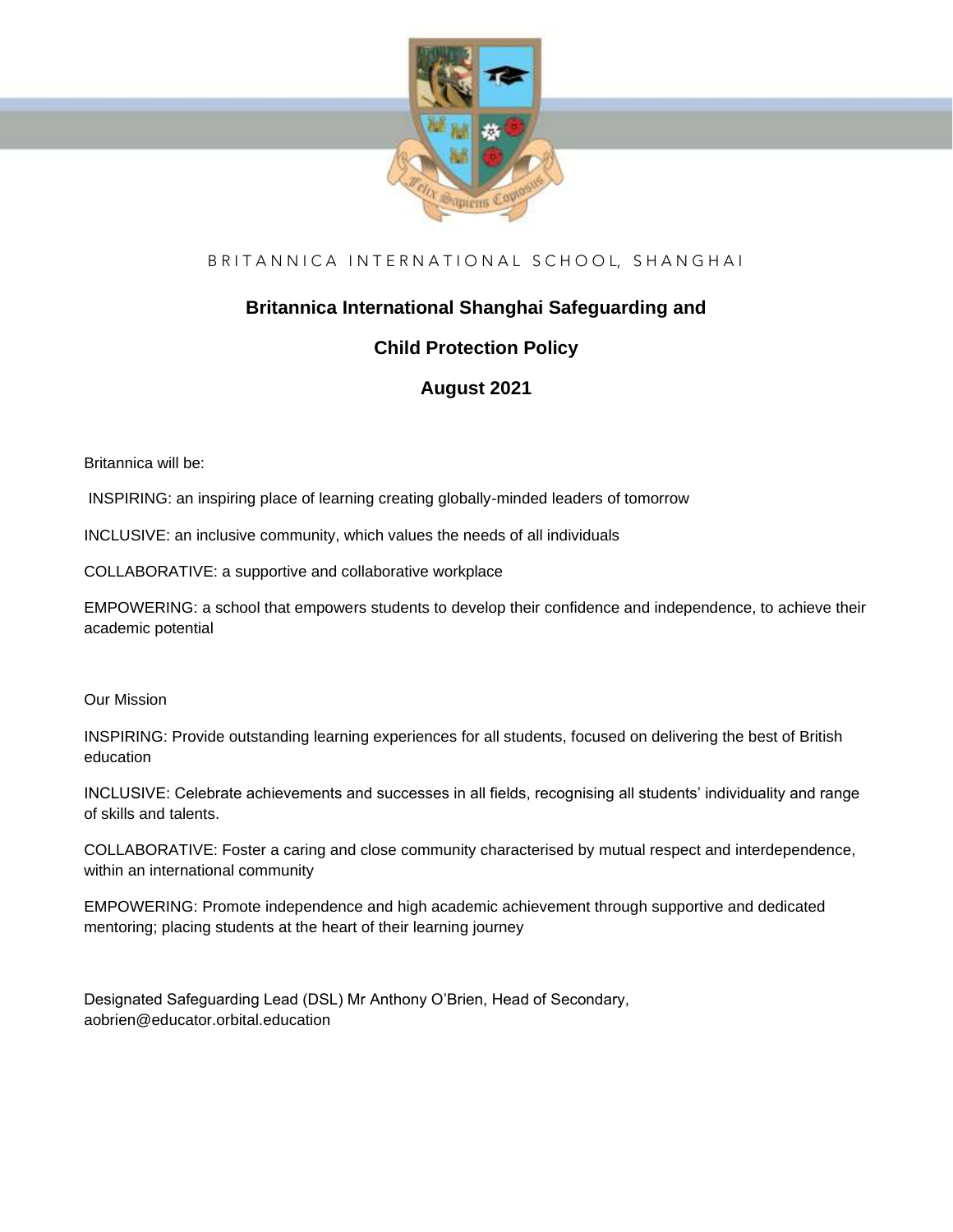BRITANNICA INTERNATIONAL SCHOOL, SHANGHAI

# Britannica International Shanghai Safeguarding and Child Protection Policy

## August 2021

Britannica will be:

INSPIRING: an inspiring place of learning creating globally-minded leaders of tomorrow

INCLUSIVE: an inclusive community, which values the needs of all individuals

COLLABORATIVE: a supportive and collaborative workplace

EMPOWERING: a school that empowers students to develop their confidence and independence, to achieve their academic potential

Our Mission

INSPIRING: Provide outstanding learning experiences for all students, focused on delivering the best of British education

INCLUSIVE: Celebrate achievements and successes in all fields, recognising all students' individuality and range of skills and talents.

COLLABORATIVE: Foster a caring and close community characterised by mutual respect and interdependence, within an international community

EMPOWERING: Promote independence and high academic achievement through supportive and dedicated mentoring; placing students at the heart of their learning journey

Designated Safeguarding Lead (DSL) Mr Anthony O'Brien, Head of Secondary, aobrien@educator.orbital.education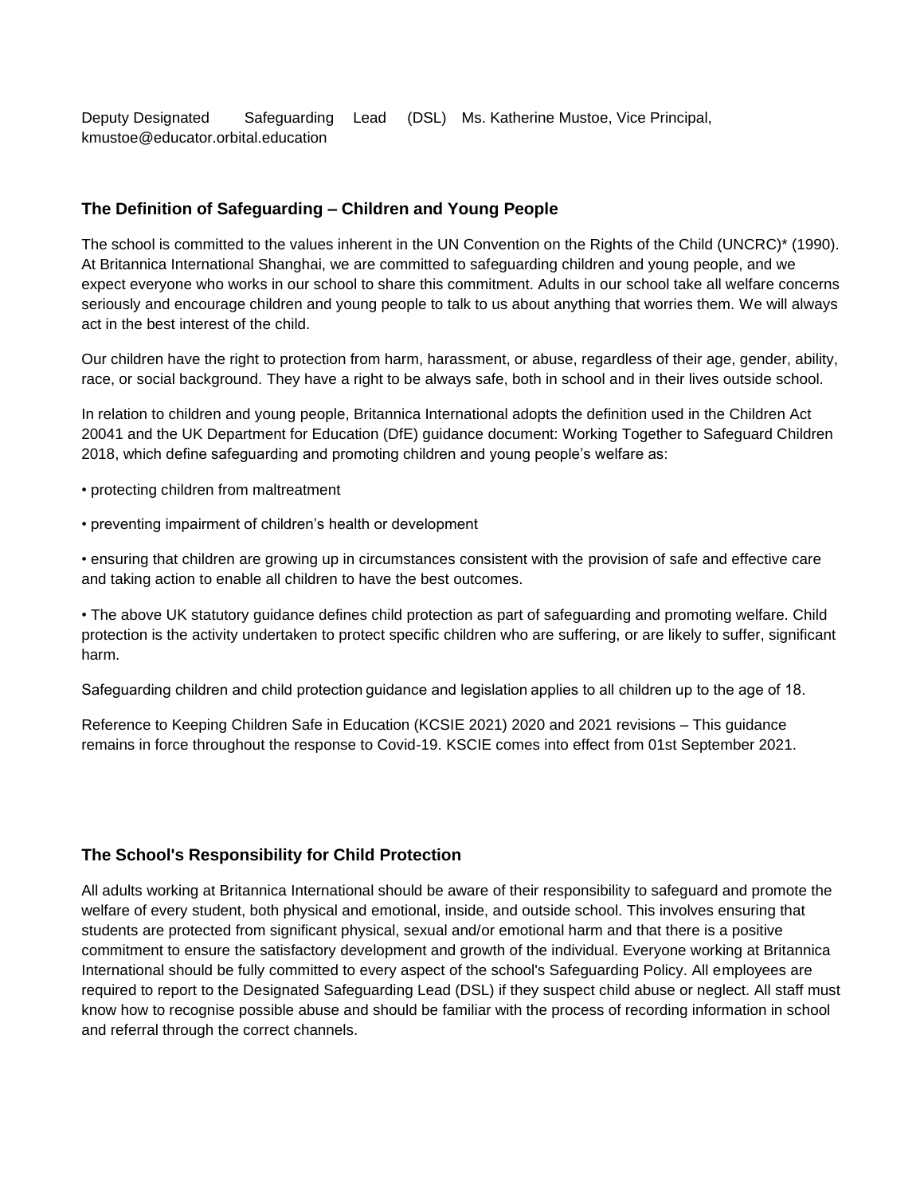Deputy Designated Safeguarding Lead (DSL) Ms. Katherine Mustoe, Vice Principal, kmustoe@educator.orbital.education

## The Definition of Safeguarding – Children and Young People

The school is committed to the values inherent in the UN Convention on the Rights of the Child (UNCRC)* (1990). At Britannica International Shanghai, we are committed to safeguarding children and young people, and we expect everyone who works in our school to share this commitment. Adults in our school take all welfare concerns seriously and encourage children and young people to talk to us about anything that worries them. We will always act in the best interest of the child.

Our children have the right to protection from harm, harassment, or abuse, regardless of their age, gender, ability, race, or social background. They have a right to be always safe, both in school and in their lives outside school.

In relation to children and young people, Britannica International adopts the definition used in the Children Act 20041 and the UK Department for Education (DfE) guidance document: Working Together to Safeguard Children 2018, which define safeguarding and promoting children and young people's welfare as:

• protecting children from maltreatment

• preventing impairment of children's health or development

• ensuring that children are growing up in circumstances consistent with the provision of safe and effective care and taking action to enable all children to have the best outcomes.

• The above UK statutory guidance defines child protection as part of safeguarding and promoting welfare. Child protection is the activity undertaken to protect specific children who are suffering, or are likely to suffer, significant harm.

Safeguarding children and child protection guidance and legislation applies to all children up to the age of 18.

Reference to Keeping Children Safe in Education (KCSIE 2021) 2020 and 2021 revisions – This guidance remains in force throughout the response to Covid-19. KSCIE comes into effect from 01st September 2021.

## The School's Responsibility for Child Protection

All adults working at Britannica International should be aware of their responsibility to safeguard and promote the welfare of every student, both physical and emotional, inside, and outside school. This involves ensuring that students are protected from significant physical, sexual and/or emotional harm and that there is a positive commitment to ensure the satisfactory development and growth of the individual. Everyone working at Britannica International should be fully committed to every aspect of the school's Safeguarding Policy. All employees are required to report to the Designated Safeguarding Lead (DSL) if they suspect child abuse or neglect. All staff must know how to recognise possible abuse and should be familiar with the process of recording information in school and referral through the correct channels.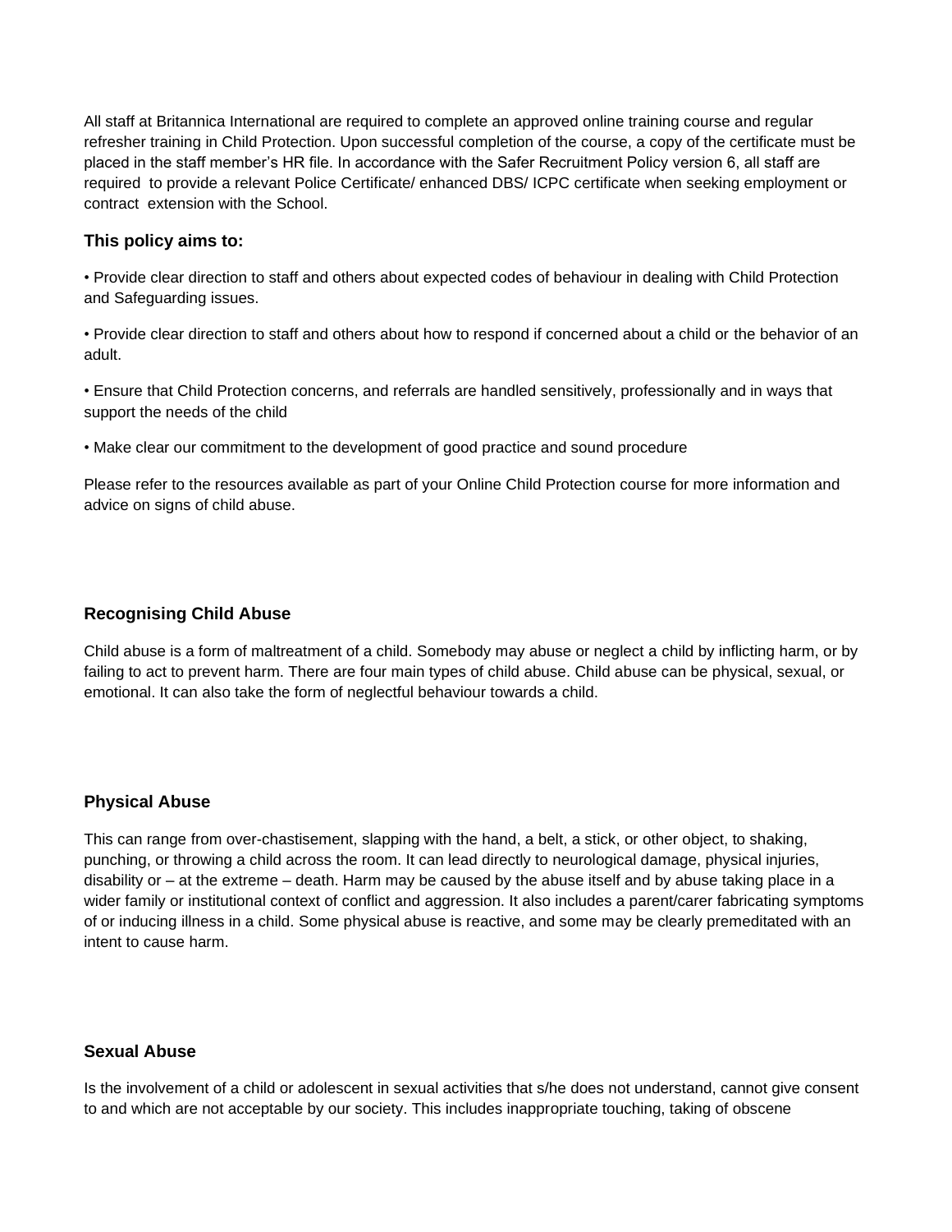All staff at Britannica International are required to complete an approved online training course and regular refresher training in Child Protection. Upon successful completion of the course, a copy of the certificate must be placed in the staff member's HR file. In accordance with the Safer Recruitment Policy version 6, all staff are required to provide a relevant Police Certificate/ enhanced DBS/ ICPC certificate when seeking employment or contract extension with the School.

### This policy aims to:

• Provide clear direction to staff and others about expected codes of behaviour in dealing with Child Protection and Safeguarding issues.

• Provide clear direction to staff and others about how to respond if concerned about a child or the behavior of an adult.

• Ensure that Child Protection concerns, and referrals are handled sensitively, professionally and in ways that support the needs of the child

• Make clear our commitment to the development of good practice and sound procedure

Please refer to the resources available as part of your Online Child Protection course for more information and advice on signs of child abuse.

### Recognising Child Abuse

Child abuse is a form of maltreatment of a child. Somebody may abuse or neglect a child by inflicting harm, or by failing to act to prevent harm. There are four main types of child abuse. Child abuse can be physical, sexual, or emotional. It can also take the form of neglectful behaviour towards a child.

### Physical Abuse

This can range from over-chastisement, slapping with the hand, a belt, a stick, or other object, to shaking, punching, or throwing a child across the room. It can lead directly to neurological damage, physical injuries, disability or – at the extreme – death. Harm may be caused by the abuse itself and by abuse taking place in a wider family or institutional context of conflict and aggression. It also includes a parent/carer fabricating symptoms of or inducing illness in a child. Some physical abuse is reactive, and some may be clearly premeditated with an intent to cause harm.

### Sexual Abuse

Is the involvement of a child or adolescent in sexual activities that s/he does not understand, cannot give consent to and which are not acceptable by our society. This includes inappropriate touching, taking of obscene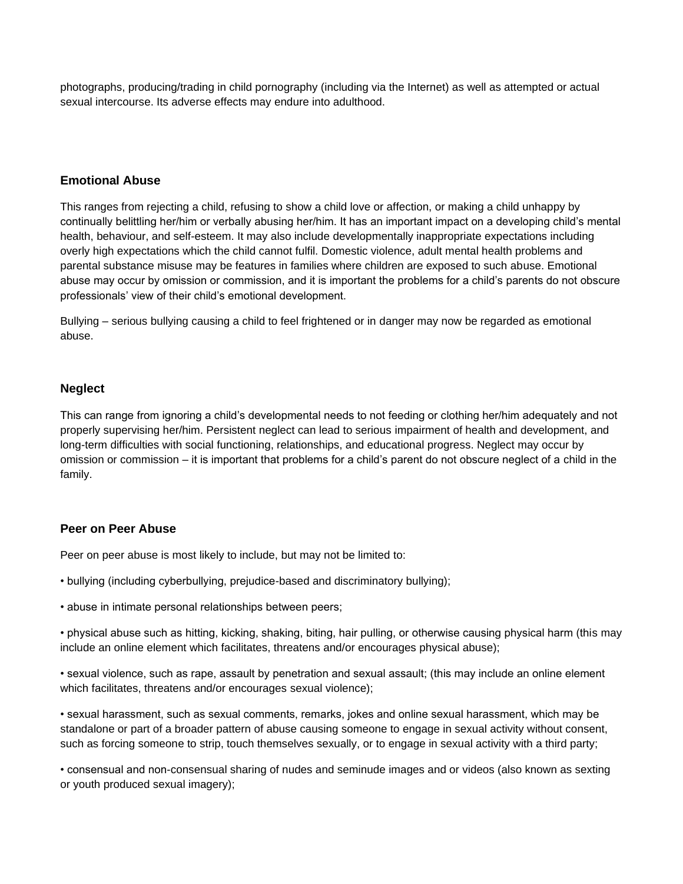photographs, producing/trading in child pornography (including via the Internet) as well as attempted or actual sexual intercourse. Its adverse effects may endure into adulthood.

### Emotional Abuse

This ranges from rejecting a child, refusing to show a child love or affection, or making a child unhappy by continually belittling her/him or verbally abusing her/him. It has an important impact on a developing child's mental health, behaviour, and self-esteem. It may also include developmentally inappropriate expectations including overly high expectations which the child cannot fulfil. Domestic violence, adult mental health problems and parental substance misuse may be features in families where children are exposed to such abuse. Emotional abuse may occur by omission or commission, and it is important the problems for a child's parents do not obscure professionals' view of their child's emotional development.

Bullying – serious bullying causing a child to feel frightened or in danger may now be regarded as emotional abuse.

### Neglect

This can range from ignoring a child's developmental needs to not feeding or clothing her/him adequately and not properly supervising her/him. Persistent neglect can lead to serious impairment of health and development, and long-term difficulties with social functioning, relationships, and educational progress. Neglect may occur by omission or commission – it is important that problems for a child's parent do not obscure neglect of a child in the family.

### Peer on Peer Abuse

Peer on peer abuse is most likely to include, but may not be limited to:

• bullying (including cyberbullying, prejudice-based and discriminatory bullying);

• abuse in intimate personal relationships between peers;

• physical abuse such as hitting, kicking, shaking, biting, hair pulling, or otherwise causing physical harm (this may include an online element which facilitates, threatens and/or encourages physical abuse);

• sexual violence, such as rape, assault by penetration and sexual assault; (this may include an online element which facilitates, threatens and/or encourages sexual violence);

• sexual harassment, such as sexual comments, remarks, jokes and online sexual harassment, which may be standalone or part of a broader pattern of abuse causing someone to engage in sexual activity without consent, such as forcing someone to strip, touch themselves sexually, or to engage in sexual activity with a third party;

• consensual and non-consensual sharing of nudes and seminude images and or videos (also known as sexting or youth produced sexual imagery);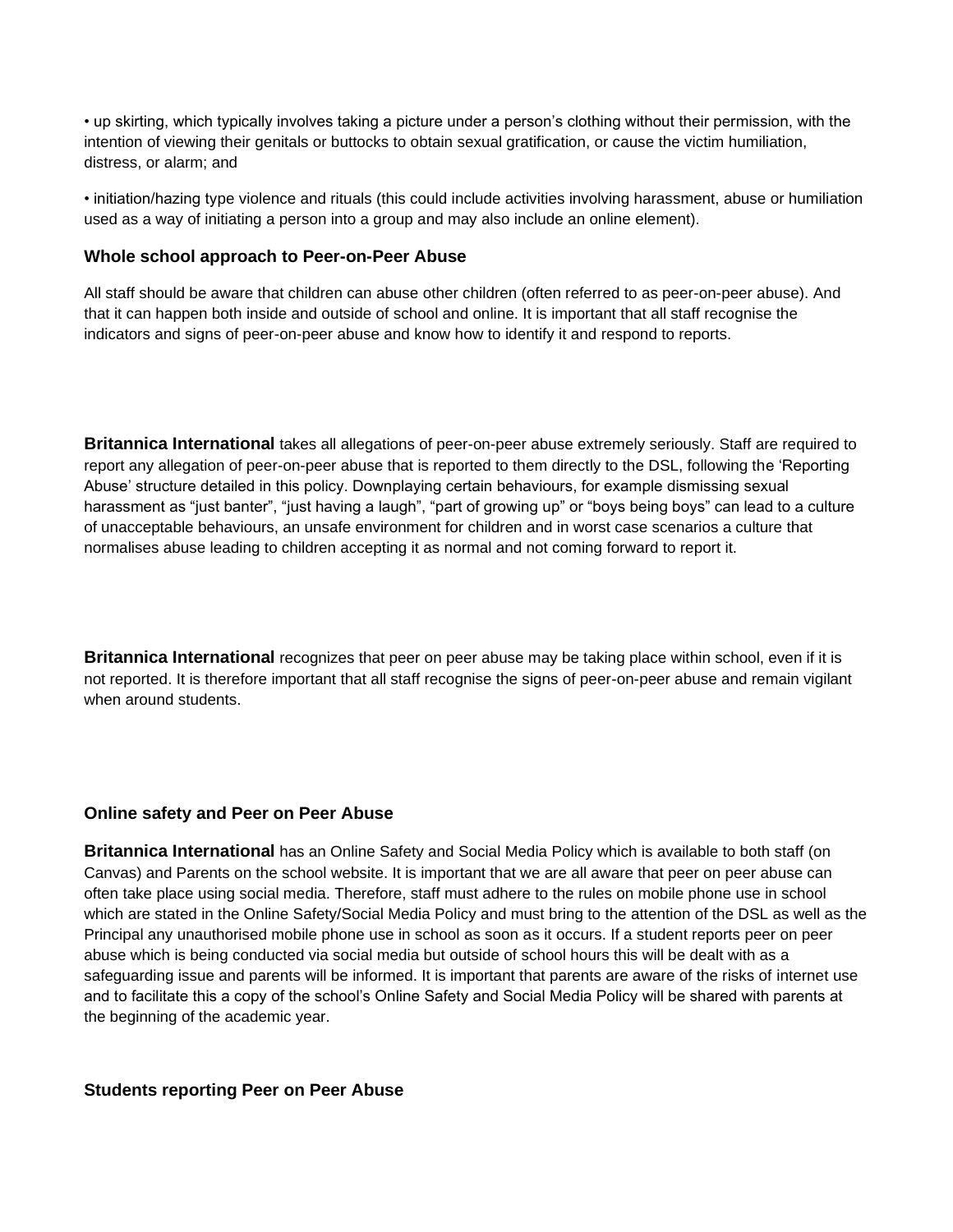- up skirting, which typically involves taking a picture under a person's clothing without their permission, with the intention of viewing their genitals or buttocks to obtain sexual gratification, or cause the victim humiliation, distress, or alarm; and

- initiation/hazing type violence and rituals (this could include activities involving harassment, abuse or humiliation used as a way of initiating a person into a group and may also include an online element).

### Whole school approach to Peer-on-Peer Abuse

All staff should be aware that children can abuse other children (often referred to as peer-on-peer abuse). And that it can happen both inside and outside of school and online. It is important that all staff recognise the indicators and signs of peer-on-peer abuse and know how to identify it and respond to reports.

**Britannica International** takes all allegations of peer-on-peer abuse extremely seriously. Staff are required to report any allegation of peer-on-peer abuse that is reported to them directly to the DSL, following the 'Reporting Abuse' structure detailed in this policy. Downplaying certain behaviours, for example dismissing sexual harassment as "just banter", "just having a laugh", "part of growing up" or "boys being boys" can lead to a culture of unacceptable behaviours, an unsafe environment for children and in worst case scenarios a culture that normalises abuse leading to children accepting it as normal and not coming forward to report it.

**Britannica International** recognizes that peer on peer abuse may be taking place within school, even if it is not reported. It is therefore important that all staff recognise the signs of peer-on-peer abuse and remain vigilant when around students.

### Online safety and Peer on Peer Abuse

**Britannica International** has an Online Safety and Social Media Policy which is available to both staff (on Canvas) and Parents on the school website. It is important that we are all aware that peer on peer abuse can often take place using social media. Therefore, staff must adhere to the rules on mobile phone use in school which are stated in the Online Safety/Social Media Policy and must bring to the attention of the DSL as well as the Principal any unauthorised mobile phone use in school as soon as it occurs. If a student reports peer on peer abuse which is being conducted via social media but outside of school hours this will be dealt with as a safeguarding issue and parents will be informed. It is important that parents are aware of the risks of internet use and to facilitate this a copy of the school's Online Safety and Social Media Policy will be shared with parents at the beginning of the academic year.

### Students reporting Peer on Peer Abuse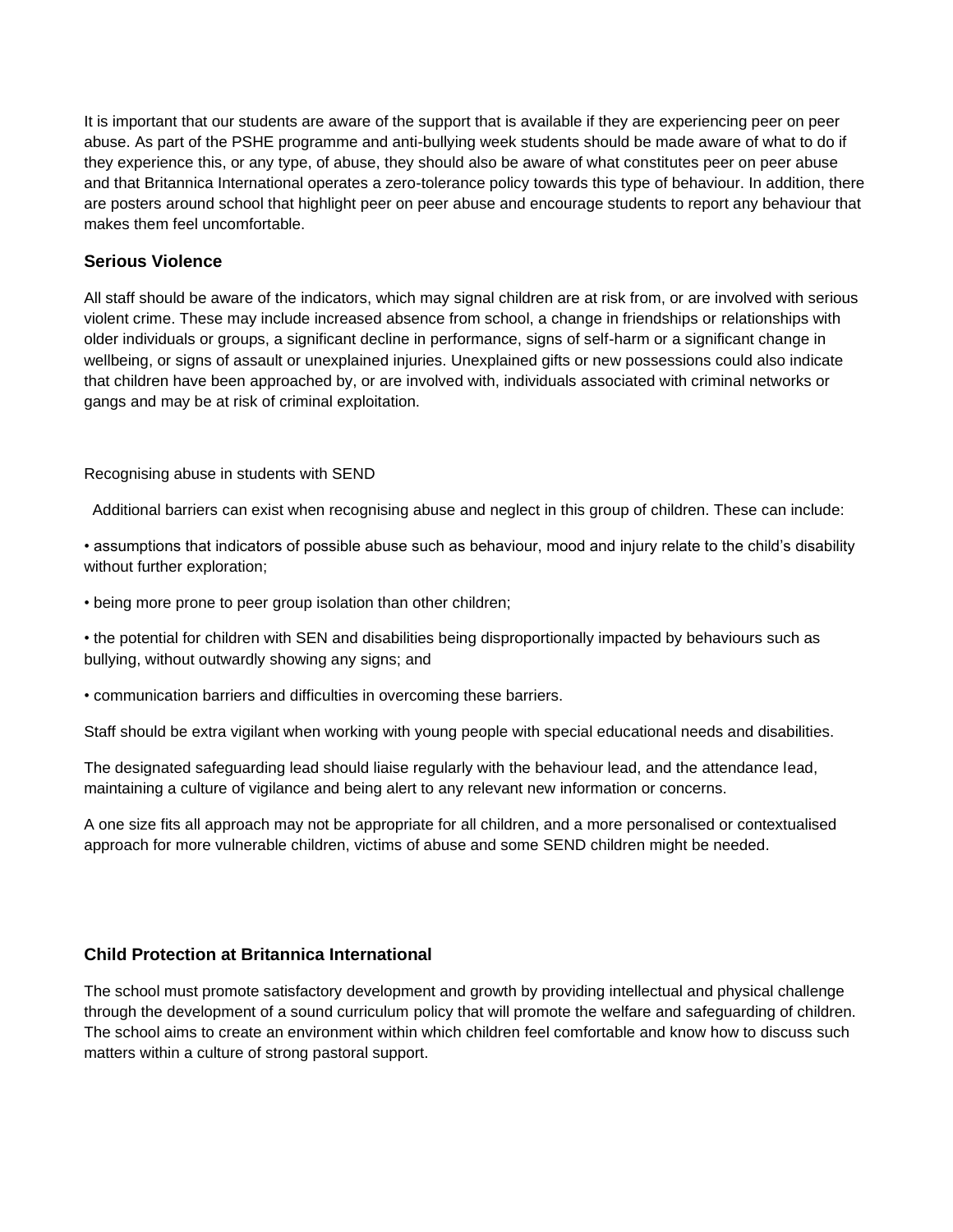It is important that our students are aware of the support that is available if they are experiencing peer on peer abuse. As part of the PSHE programme and anti-bullying week students should be made aware of what to do if they experience this, or any type, of abuse, they should also be aware of what constitutes peer on peer abuse and that Britannica International operates a zero-tolerance policy towards this type of behaviour. In addition, there are posters around school that highlight peer on peer abuse and encourage students to report any behaviour that makes them feel uncomfortable.

### Serious Violence

All staff should be aware of the indicators, which may signal children are at risk from, or are involved with serious violent crime. These may include increased absence from school, a change in friendships or relationships with older individuals or groups, a significant decline in performance, signs of self-harm or a significant change in wellbeing, or signs of assault or unexplained injuries. Unexplained gifts or new possessions could also indicate that children have been approached by, or are involved with, individuals associated with criminal networks or gangs and may be at risk of criminal exploitation.

Recognising abuse in students with SEND

Additional barriers can exist when recognising abuse and neglect in this group of children. These can include:

- assumptions that indicators of possible abuse such as behaviour, mood and injury relate to the child's disability without further exploration;
- being more prone to peer group isolation than other children;
- the potential for children with SEN and disabilities being disproportionally impacted by behaviours such as bullying, without outwardly showing any signs; and
- communication barriers and difficulties in overcoming these barriers.

Staff should be extra vigilant when working with young people with special educational needs and disabilities.

The designated safeguarding lead should liaise regularly with the behaviour lead, and the attendance lead, maintaining a culture of vigilance and being alert to any relevant new information or concerns.

A one size fits all approach may not be appropriate for all children, and a more personalised or contextualised approach for more vulnerable children, victims of abuse and some SEND children might be needed.

### Child Protection at Britannica International

The school must promote satisfactory development and growth by providing intellectual and physical challenge through the development of a sound curriculum policy that will promote the welfare and safeguarding of children. The school aims to create an environment within which children feel comfortable and know how to discuss such matters within a culture of strong pastoral support.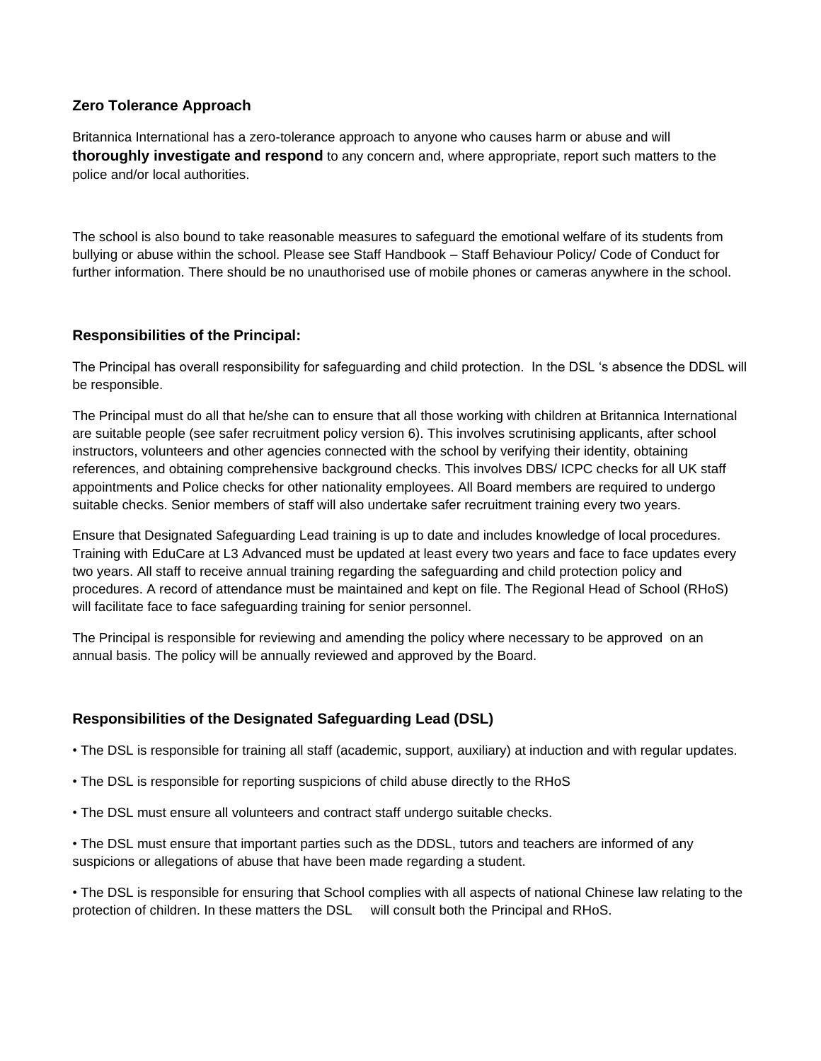### Zero Tolerance Approach

Britannica International has a zero-tolerance approach to anyone who causes harm or abuse and will **thoroughly investigate and respond** to any concern and, where appropriate, report such matters to the police and/or local authorities.

The school is also bound to take reasonable measures to safeguard the emotional welfare of its students from bullying or abuse within the school. Please see Staff Handbook – Staff Behaviour Policy/ Code of Conduct for further information. There should be no unauthorised use of mobile phones or cameras anywhere in the school.

### Responsibilities of the Principal:

The Principal has overall responsibility for safeguarding and child protection. In the DSL 's absence the DDSL will be responsible.

The Principal must do all that he/she can to ensure that all those working with children at Britannica International are suitable people (see safer recruitment policy version 6). This involves scrutinising applicants, after school instructors, volunteers and other agencies connected with the school by verifying their identity, obtaining references, and obtaining comprehensive background checks. This involves DBS/ ICPC checks for all UK staff appointments and Police checks for other nationality employees. All Board members are required to undergo suitable checks. Senior members of staff will also undertake safer recruitment training every two years.

Ensure that Designated Safeguarding Lead training is up to date and includes knowledge of local procedures. Training with EduCare at L3 Advanced must be updated at least every two years and face to face updates every two years. All staff to receive annual training regarding the safeguarding and child protection policy and procedures. A record of attendance must be maintained and kept on file. The Regional Head of School (RHoS) will facilitate face to face safeguarding training for senior personnel.

The Principal is responsible for reviewing and amending the policy where necessary to be approved on an annual basis. The policy will be annually reviewed and approved by the Board.

### Responsibilities of the Designated Safeguarding Lead (DSL)

- The DSL is responsible for training all staff (academic, support, auxiliary) at induction and with regular updates.
- The DSL is responsible for reporting suspicions of child abuse directly to the RHoS
- The DSL must ensure all volunteers and contract staff undergo suitable checks.
- The DSL must ensure that important parties such as the DDSL, tutors and teachers are informed of any suspicions or allegations of abuse that have been made regarding a student.
- The DSL is responsible for ensuring that School complies with all aspects of national Chinese law relating to the protection of children. In these matters the DSL will consult both the Principal and RHoS.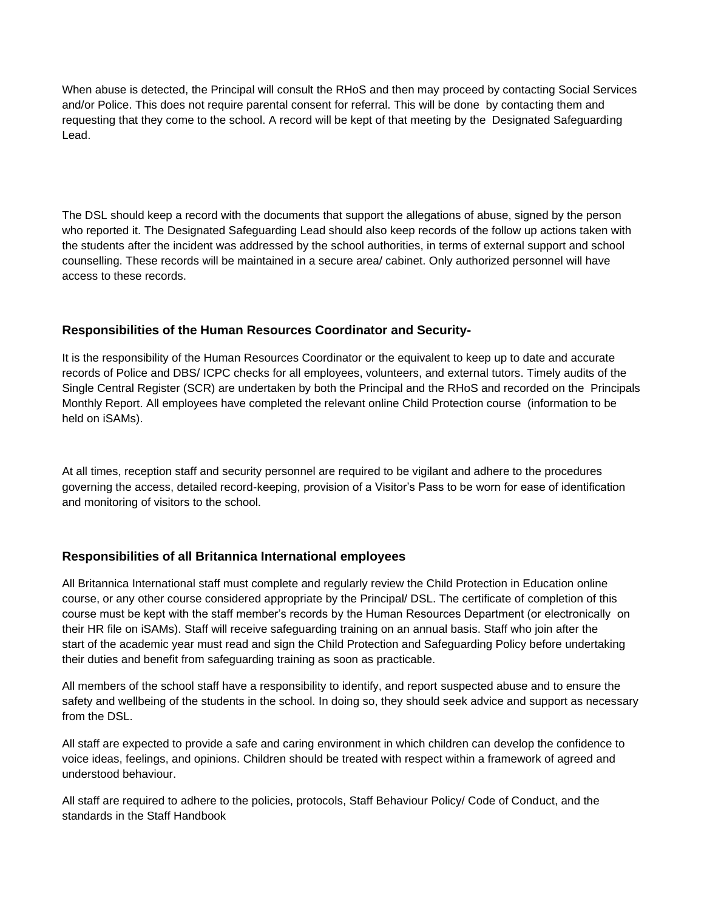When abuse is detected, the Principal will consult the RHoS and then may proceed by contacting Social Services and/or Police. This does not require parental consent for referral. This will be done by contacting them and requesting that they come to the school. A record will be kept of that meeting by the Designated Safeguarding Lead.

The DSL should keep a record with the documents that support the allegations of abuse, signed by the person who reported it. The Designated Safeguarding Lead should also keep records of the follow up actions taken with the students after the incident was addressed by the school authorities, in terms of external support and school counselling. These records will be maintained in a secure area/ cabinet. Only authorized personnel will have access to these records.

### Responsibilities of the Human Resources Coordinator and Security-

It is the responsibility of the Human Resources Coordinator or the equivalent to keep up to date and accurate records of Police and DBS/ ICPC checks for all employees, volunteers, and external tutors. Timely audits of the Single Central Register (SCR) are undertaken by both the Principal and the RHoS and recorded on the Principals Monthly Report. All employees have completed the relevant online Child Protection course (information to be held on iSAMs).

At all times, reception staff and security personnel are required to be vigilant and adhere to the procedures governing the access, detailed record-keeping, provision of a Visitor's Pass to be worn for ease of identification and monitoring of visitors to the school.

### Responsibilities of all Britannica International employees

All Britannica International staff must complete and regularly review the Child Protection in Education online course, or any other course considered appropriate by the Principal/ DSL. The certificate of completion of this course must be kept with the staff member's records by the Human Resources Department (or electronically on their HR file on iSAMs). Staff will receive safeguarding training on an annual basis. Staff who join after the start of the academic year must read and sign the Child Protection and Safeguarding Policy before undertaking their duties and benefit from safeguarding training as soon as practicable.

All members of the school staff have a responsibility to identify, and report suspected abuse and to ensure the safety and wellbeing of the students in the school. In doing so, they should seek advice and support as necessary from the DSL.

All staff are expected to provide a safe and caring environment in which children can develop the confidence to voice ideas, feelings, and opinions. Children should be treated with respect within a framework of agreed and understood behaviour.

All staff are required to adhere to the policies, protocols, Staff Behaviour Policy/ Code of Conduct, and the standards in the Staff Handbook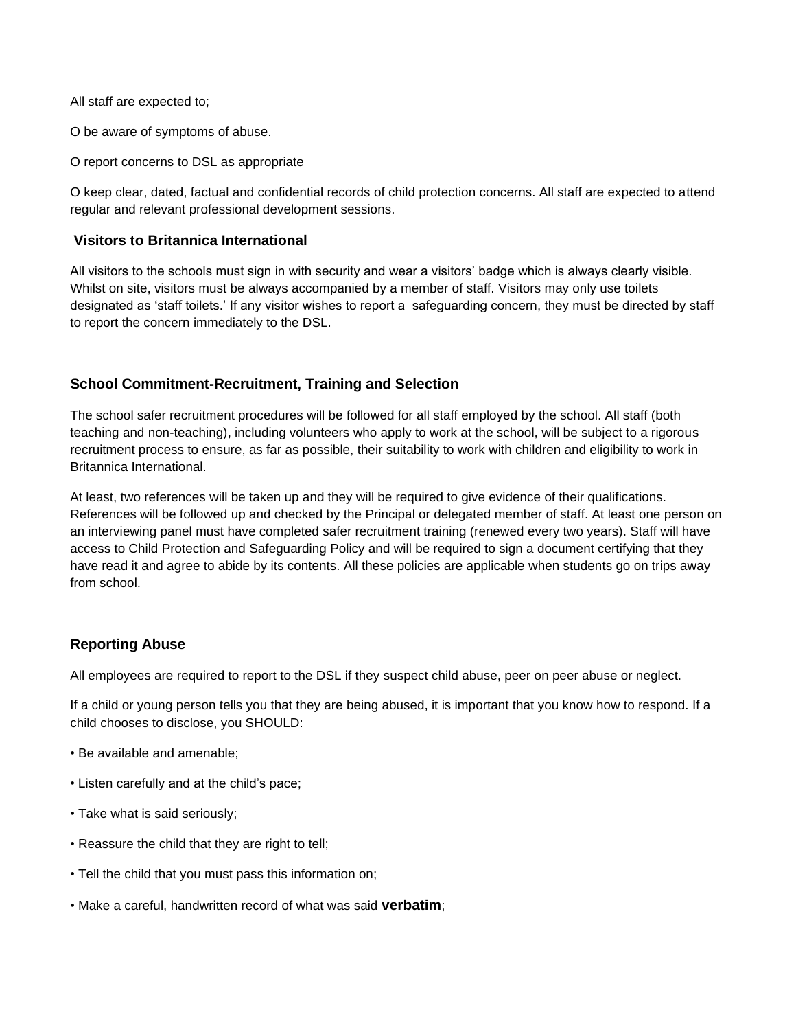All staff are expected to;

O be aware of symptoms of abuse.

O report concerns to DSL as appropriate

O keep clear, dated, factual and confidential records of child protection concerns. All staff are expected to attend regular and relevant professional development sessions.

### Visitors to Britannica International

All visitors to the schools must sign in with security and wear a visitors' badge which is always clearly visible. Whilst on site, visitors must be always accompanied by a member of staff. Visitors may only use toilets designated as 'staff toilets.' If any visitor wishes to report a safeguarding concern, they must be directed by staff to report the concern immediately to the DSL.

### School Commitment-Recruitment, Training and Selection

The school safer recruitment procedures will be followed for all staff employed by the school. All staff (both teaching and non-teaching), including volunteers who apply to work at the school, will be subject to a rigorous recruitment process to ensure, as far as possible, their suitability to work with children and eligibility to work in Britannica International.

At least, two references will be taken up and they will be required to give evidence of their qualifications. References will be followed up and checked by the Principal or delegated member of staff. At least one person on an interviewing panel must have completed safer recruitment training (renewed every two years). Staff will have access to Child Protection and Safeguarding Policy and will be required to sign a document certifying that they have read it and agree to abide by its contents. All these policies are applicable when students go on trips away from school.

### Reporting Abuse

All employees are required to report to the DSL if they suspect child abuse, peer on peer abuse or neglect.

If a child or young person tells you that they are being abused, it is important that you know how to respond. If a child chooses to disclose, you SHOULD:

- Be available and amenable;
- Listen carefully and at the child's pace;
- Take what is said seriously;
- Reassure the child that they are right to tell;
- Tell the child that you must pass this information on;
- Make a careful, handwritten record of what was said **verbatim**;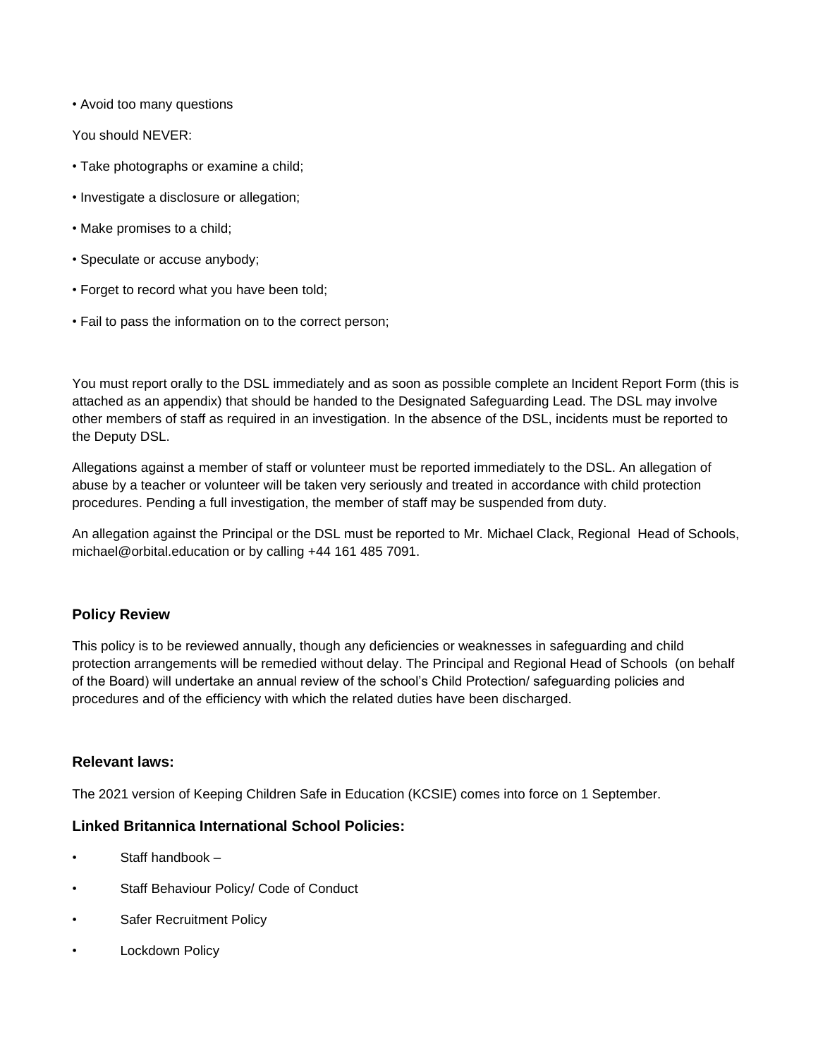- Avoid too many questions

You should NEVER:

- Take photographs or examine a child;
- Investigate a disclosure or allegation;
- Make promises to a child;
- Speculate or accuse anybody;
- Forget to record what you have been told;
- Fail to pass the information on to the correct person;

You must report orally to the DSL immediately and as soon as possible complete an Incident Report Form (this is attached as an appendix) that should be handed to the Designated Safeguarding Lead. The DSL may involve other members of staff as required in an investigation. In the absence of the DSL, incidents must be reported to the Deputy DSL.

Allegations against a member of staff or volunteer must be reported immediately to the DSL. An allegation of abuse by a teacher or volunteer will be taken very seriously and treated in accordance with child protection procedures. Pending a full investigation, the member of staff may be suspended from duty.

An allegation against the Principal or the DSL must be reported to Mr. Michael Clack, Regional Head of Schools, michael@orbital.education or by calling +44 161 485 7091.

### Policy Review

This policy is to be reviewed annually, though any deficiencies or weaknesses in safeguarding and child protection arrangements will be remedied without delay. The Principal and Regional Head of Schools (on behalf of the Board) will undertake an annual review of the school's Child Protection/ safeguarding policies and procedures and of the efficiency with which the related duties have been discharged.

### Relevant laws:

The 2021 version of Keeping Children Safe in Education (KCSIE) comes into force on 1 September.

### Linked Britannica International School Policies:

- Staff handbook –
- Staff Behaviour Policy/ Code of Conduct
- Safer Recruitment Policy
- Lockdown Policy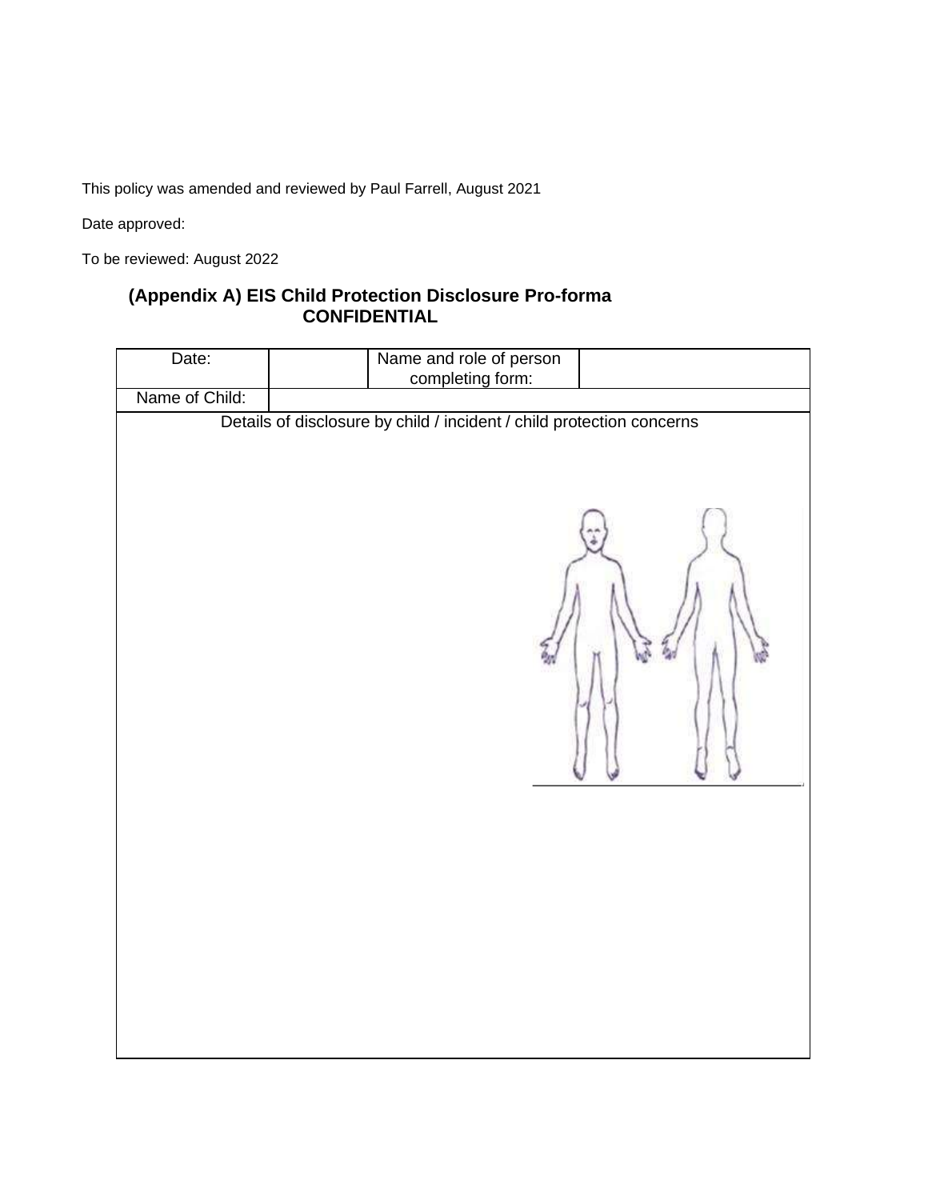This policy was amended and reviewed by Paul Farrell, August 2021

Date approved:

To be reviewed: August 2022

## (Appendix A) EIS Child Protection Disclosure Pro-forma CONFIDENTIAL

| Date: | | Name and role of person completing form: | |
|---|---|---|---|
| Name of Child: | | | |
| Details of disclosure by child / incident / child protection concerns | | | |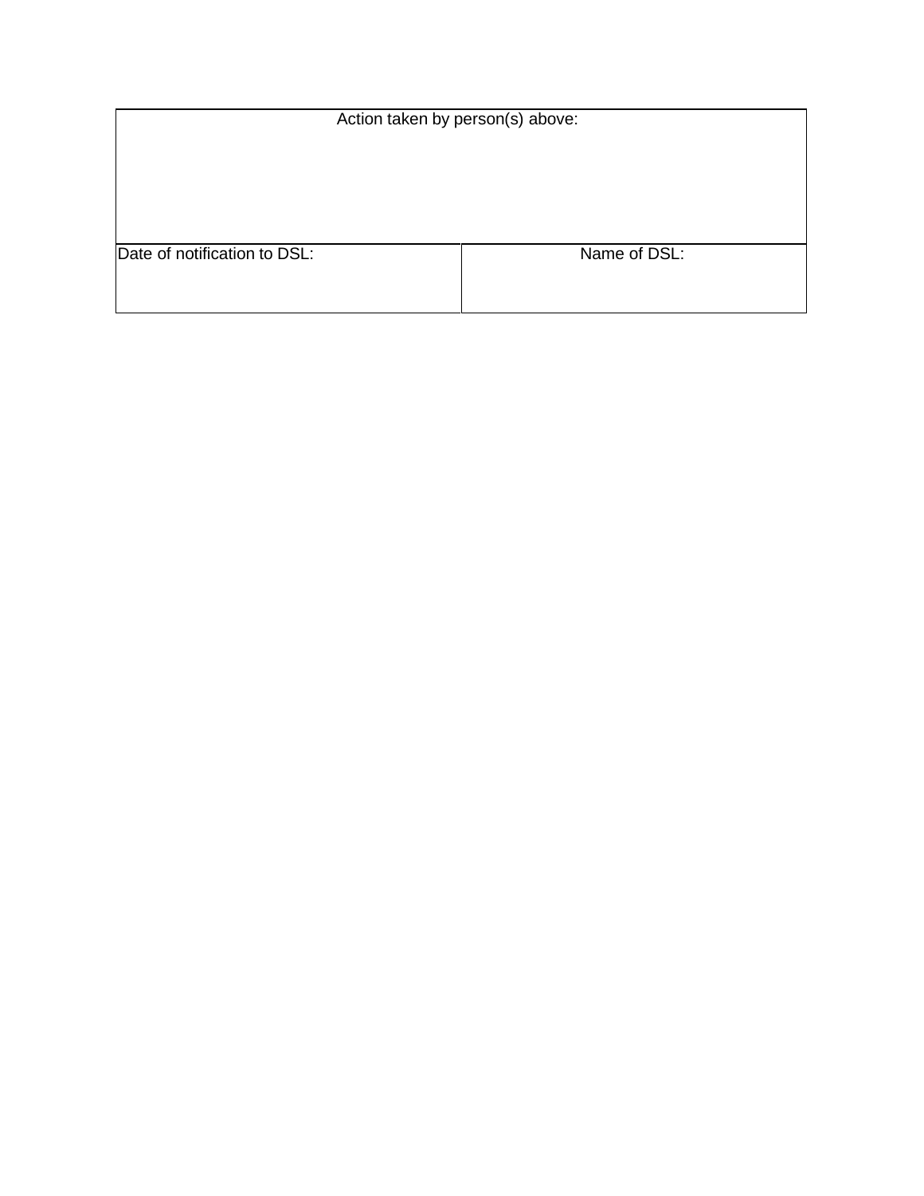| Action taken by person(s) above: | |
|---|---|
| | |
| Date of notification to DSL: | Name of DSL: |
| | |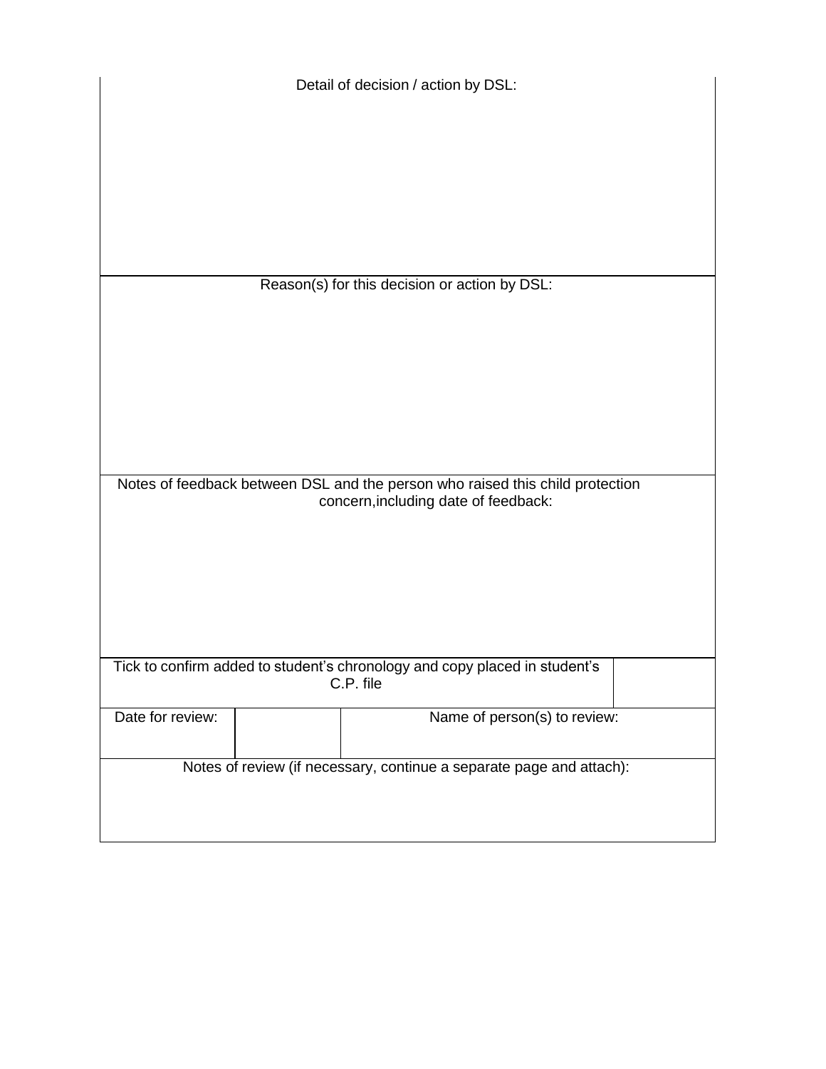| Detail of decision / action by DSL: | | | |
|---|---|---|---|
| | | | |
| Reason(s) for this decision or action by DSL: | | | |
| | | | |
| Notes of feedback between DSL and the person who raised this child protection concern,including date of feedback: | | | |
| | | | |
| Tick to confirm added to student's chronology and copy placed in student's C.P. file | | | |
| Date for review: | | Name of person(s) to review: | |
| Notes of review (if necessary, continue a separate page and attach): | | | |
| | | | |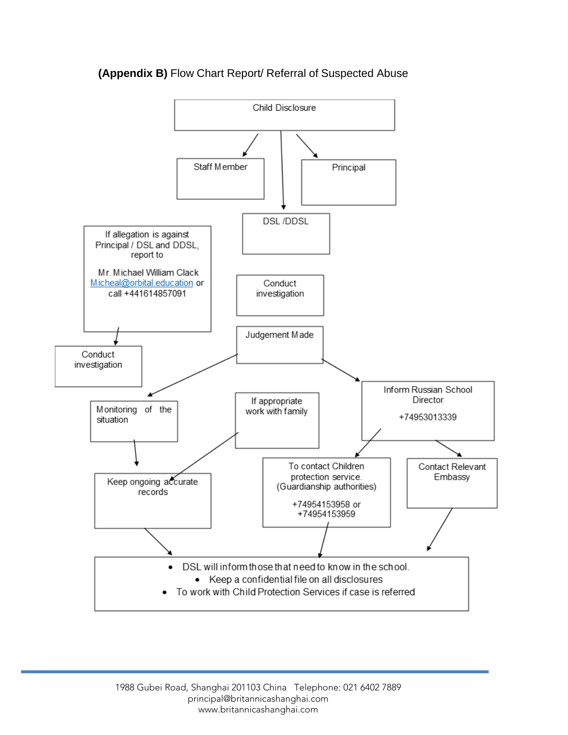**(Appendix B)** Flow Chart Report/ Referral of Suspected Abuse

Child Disclosure

Staff Member

Principal

DSL /DDSL

If allegation is against Principal / DSL and DDSL, report to

Mr. Michael William Clack
Micheal@orbital.education or call +441614857091

Conduct investigation

Conduct investigation

Judgement Made

Monitoring of the situation

If appropriate work with family

Inform Russian School Director

+74953013339

Keep ongoing accurate records

To contact Children protection service. (Guardianship authorities)

+74954153958 or
+74954153959

Contact Relevant Embassy

- DSL will inform those that need to know in the school.
- Keep a confidential file on all disclosures
- To work with Child Protection Services if case is referred